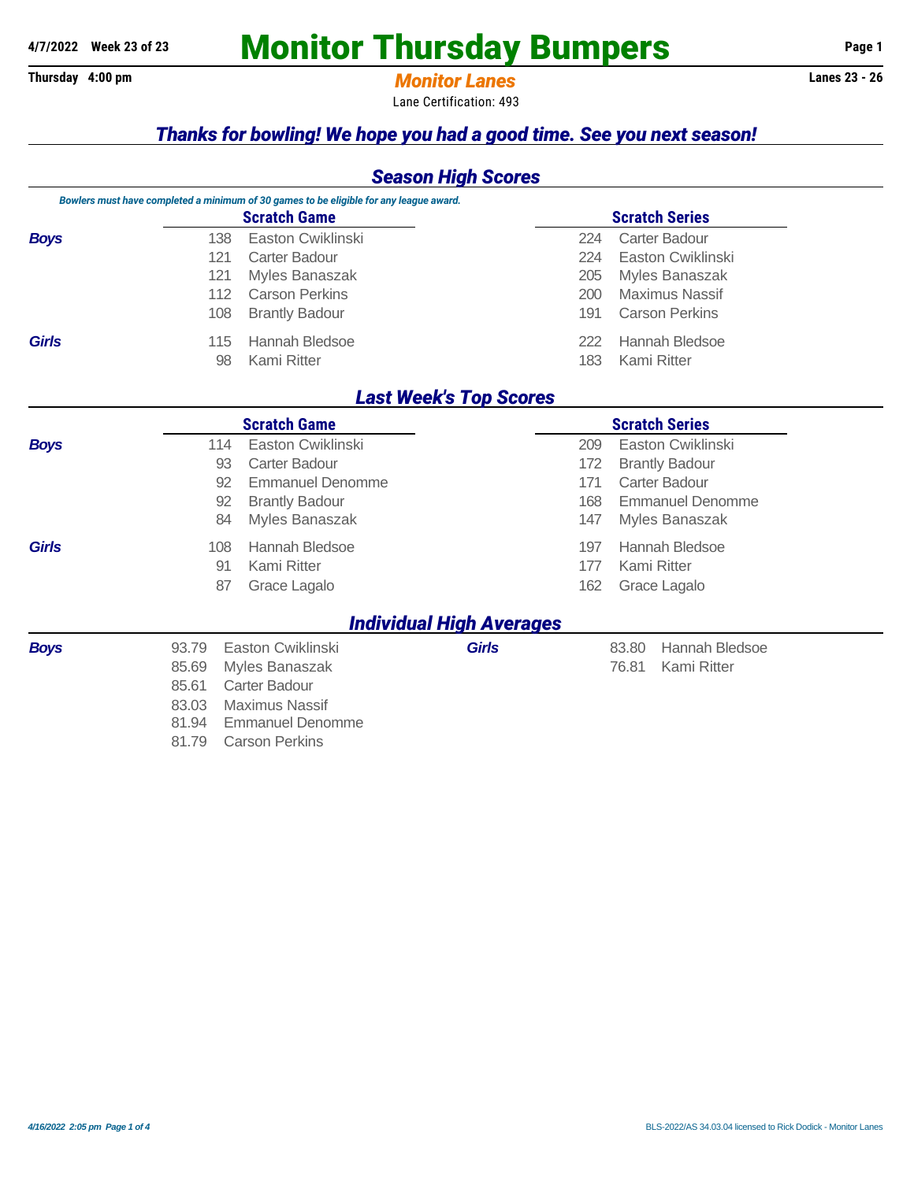4/7/2022 Week 23 of 23

# Monitor Thursday Bumpers

Thursday 4:00 pm

## Monitor Lanes

Lanes 23 - 26

Lane Certification: 493

### *Thanks for bowling! We hope you had a good time. See you next season!*

## *Season High Scores*

*Bowlers must have completed a minimum of 30 games to be eligible for any league award.*

| | Scratch Game | | Scratch Series | |
|---|---|---|---|---|
| **Boys** | 138 | Easton Cwiklinski | 224 | Carter Badour |
| | 121 | Carter Badour | 224 | Easton Cwiklinski |
| | 121 | Myles Banaszak | 205 | Myles Banaszak |
| | 112 | Carson Perkins | 200 | Maximus Nassif |
| | 108 | Brantly Badour | 191 | Carson Perkins |
| **Girls** | 115 | Hannah Bledsoe | 222 | Hannah Bledsoe |
| | 98 | Kami Ritter | 183 | Kami Ritter |

## *Last Week's Top Scores*

| | Scratch Game | | Scratch Series | |
|---|---|---|---|---|
| **Boys** | 114 | Easton Cwiklinski | 209 | Easton Cwiklinski |
| | 93 | Carter Badour | 172 | Brantly Badour |
| | 92 | Emmanuel Denomme | 171 | Carter Badour |
| | 92 | Brantly Badour | 168 | Emmanuel Denomme |
| | 84 | Myles Banaszak | 147 | Myles Banaszak |
| **Girls** | 108 | Hannah Bledsoe | 197 | Hannah Bledsoe |
| | 91 | Kami Ritter | 177 | Kami Ritter |
| | 87 | Grace Lagalo | 162 | Grace Lagalo |

## *Individual High Averages*

| | | | | | |
|---|---|---|---|---|---|
| **Boys** | 93.79 | Easton Cwiklinski | **Girls** | 83.80 | Hannah Bledsoe |
| | 85.69 | Myles Banaszak | | 76.81 | Kami Ritter |
| | 85.61 | Carter Badour | | | |
| | 83.03 | Maximus Nassif | | | |
| | 81.94 | Emmanuel Denomme | | | |
| | 81.79 | Carson Perkins | | | |

4/16/2022 2:05 pm

BLS-2022/AS 34.03.04 licensed to Rick Dodick - Monitor Lanes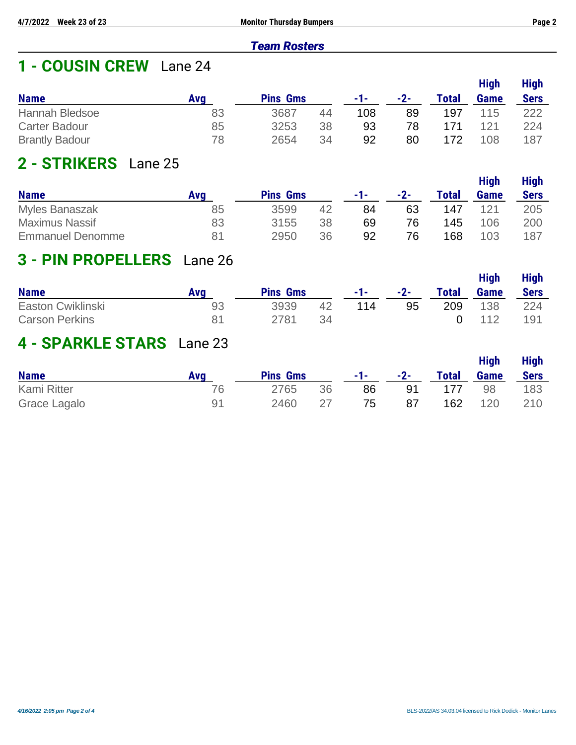## Team Rosters

## 1 - COUSIN CREW   Lane 24

| Name | Avg | Pins | Gms | -1- | -2- | Total | High Game | High Sers |
|---|---|---|---|---|---|---|---|---|
| Hannah Bledsoe | 83 | 3687 | 44 | 108 | 89 | 197 | 115 | 222 |
| Carter Badour | 85 | 3253 | 38 | 93 | 78 | 171 | 121 | 224 |
| Brantly Badour | 78 | 2654 | 34 | 92 | 80 | 172 | 108 | 187 |

## 2 - STRIKERS   Lane 25

| Name | Avg | Pins | Gms | -1- | -2- | Total | High Game | High Sers |
|---|---|---|---|---|---|---|---|---|
| Myles Banaszak | 85 | 3599 | 42 | 84 | 63 | 147 | 121 | 205 |
| Maximus Nassif | 83 | 3155 | 38 | 69 | 76 | 145 | 106 | 200 |
| Emmanuel Denomme | 81 | 2950 | 36 | 92 | 76 | 168 | 103 | 187 |

## 3 - PIN PROPELLERS   Lane 26

| Name | Avg | Pins | Gms | -1- | -2- | Total | High Game | High Sers |
|---|---|---|---|---|---|---|---|---|
| Easton Cwiklinski | 93 | 3939 | 42 | 114 | 95 | 209 | 138 | 224 |
| Carson Perkins | 81 | 2781 | 34 | | | 0 | 112 | 191 |

## 4 - SPARKLE STARS   Lane 23

| Name | Avg | Pins | Gms | -1- | -2- | Total | High Game | High Sers |
|---|---|---|---|---|---|---|---|---|
| Kami Ritter | 76 | 2765 | 36 | 86 | 91 | 177 | 98 | 183 |
| Grace Lagalo | 91 | 2460 | 27 | 75 | 87 | 162 | 120 | 210 |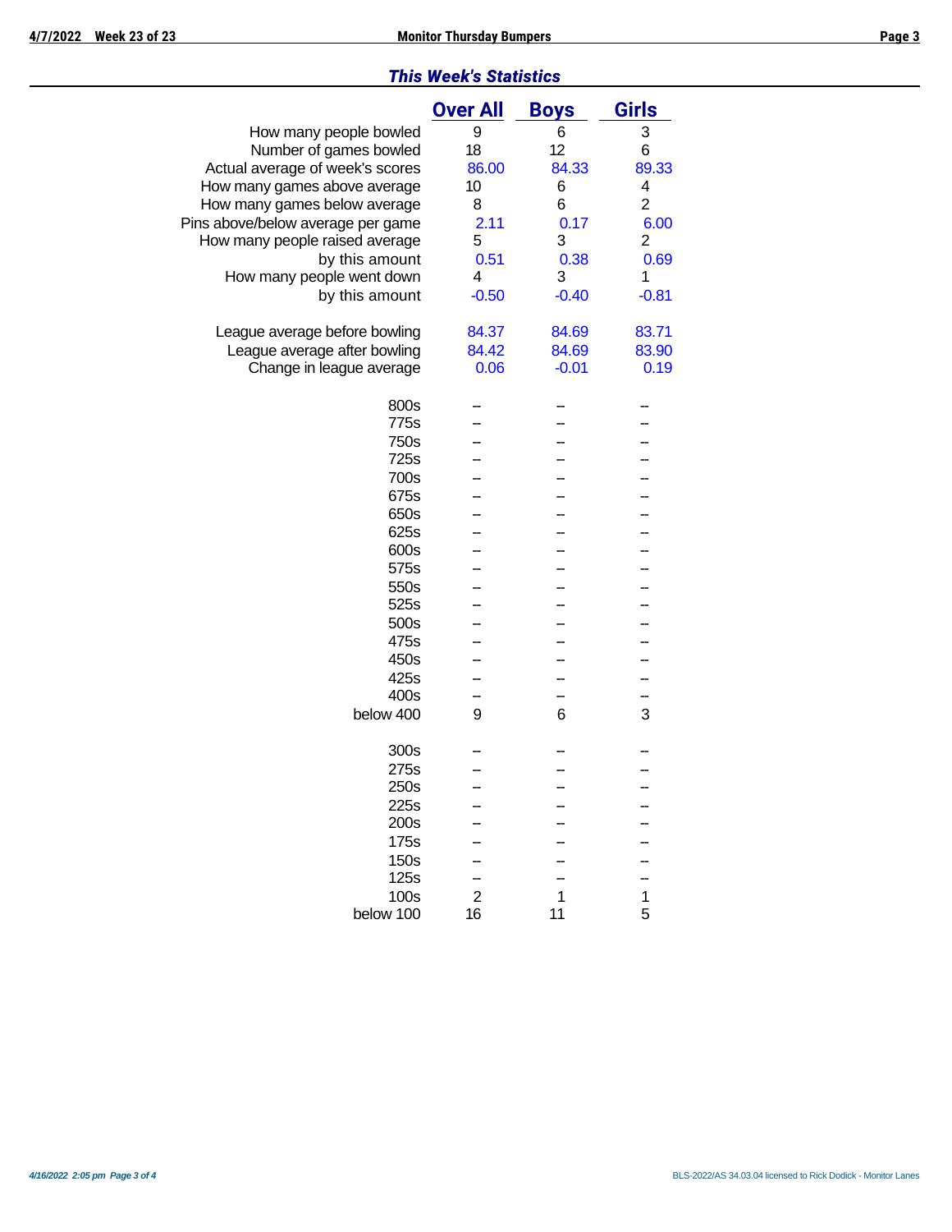## *This Week's Statistics*

| | Over All | Boys | Girls |
|---|---|---|---|
| How many people bowled | 9 | 6 | 3 |
| Number of games bowled | 18 | 12 | 6 |
| Actual average of week's scores | 86.00 | 84.33 | 89.33 |
| How many games above average | 10 | 6 | 4 |
| How many games below average | 8 | 6 | 2 |
| Pins above/below average per game | 2.11 | 0.17 | 6.00 |
| How many people raised average | 5 | 3 | 2 |
| by this amount | 0.51 | 0.38 | 0.69 |
| How many people went down | 4 | 3 | 1 |
| by this amount | -0.50 | -0.40 | -0.81 |
| | | | |
| League average before bowling | 84.37 | 84.69 | 83.71 |
| League average after bowling | 84.42 | 84.69 | 83.90 |
| Change in league average | 0.06 | -0.01 | 0.19 |
| | | | |
| 800s | -- | -- | -- |
| 775s | -- | -- | -- |
| 750s | -- | -- | -- |
| 725s | -- | -- | -- |
| 700s | -- | -- | -- |
| 675s | -- | -- | -- |
| 650s | -- | -- | -- |
| 625s | -- | -- | -- |
| 600s | -- | -- | -- |
| 575s | -- | -- | -- |
| 550s | -- | -- | -- |
| 525s | -- | -- | -- |
| 500s | -- | -- | -- |
| 475s | -- | -- | -- |
| 450s | -- | -- | -- |
| 425s | -- | -- | -- |
| 400s | -- | -- | -- |
| below 400 | 9 | 6 | 3 |
| | | | |
| 300s | -- | -- | -- |
| 275s | -- | -- | -- |
| 250s | -- | -- | -- |
| 225s | -- | -- | -- |
| 200s | -- | -- | -- |
| 175s | -- | -- | -- |
| 150s | -- | -- | -- |
| 125s | -- | -- | -- |
| 100s | 2 | 1 | 1 |
| below 100 | 16 | 11 | 5 |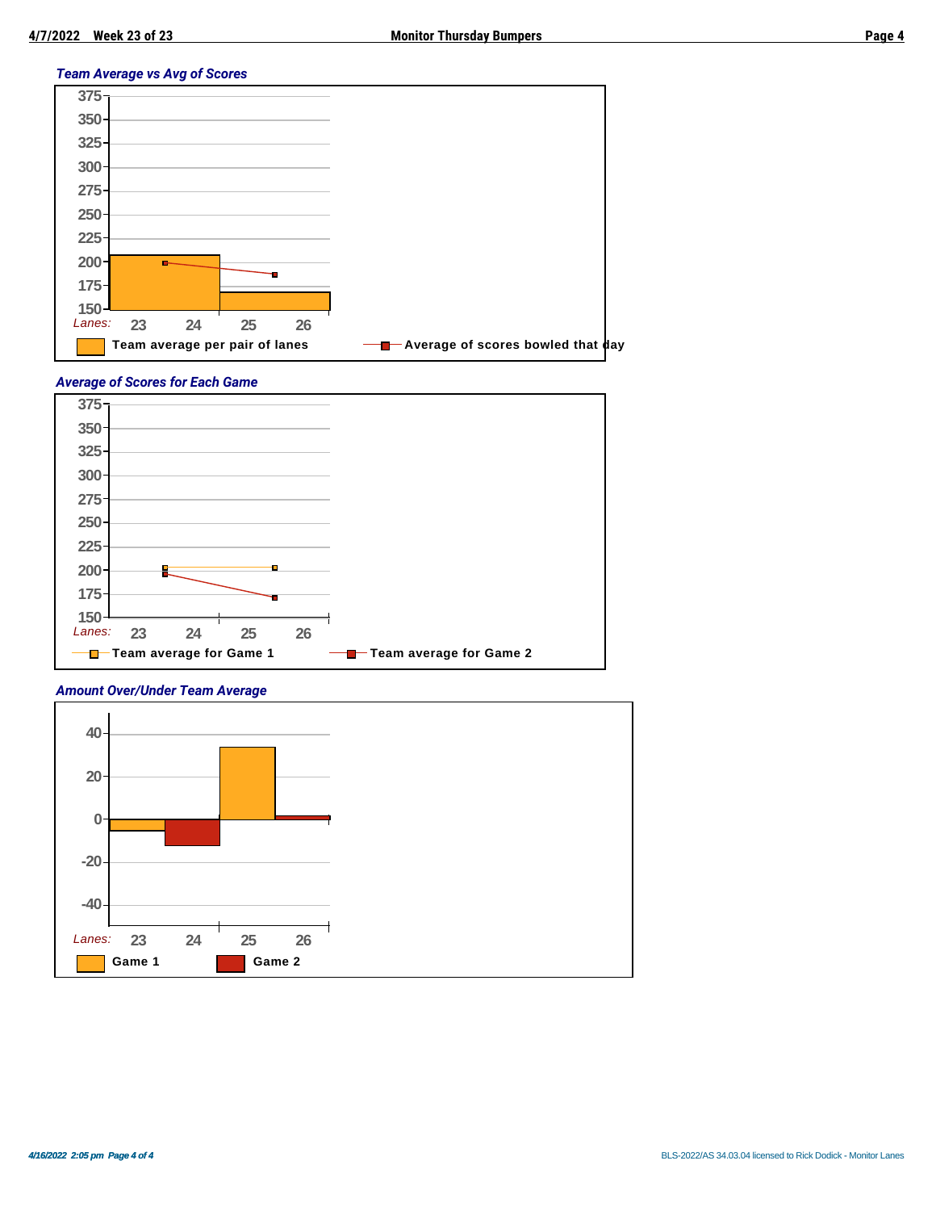### *Team Average vs Avg of Scores*

375
350
325
300
275
250
225
200
175
150

Lanes: 23 24 25 26

Team average per pair of lanes

Average of scores bowled that day

### *Average of Scores for Each Game*

375
350
325
300
275
250
225
200
175
150

Lanes: 23 24 25 26

Team average for Game 1

Team average for Game 2

### *Amount Over/Under Team Average*

40
20
0
-20
-40

Lanes: 23 24 25 26

Game 1

Game 2